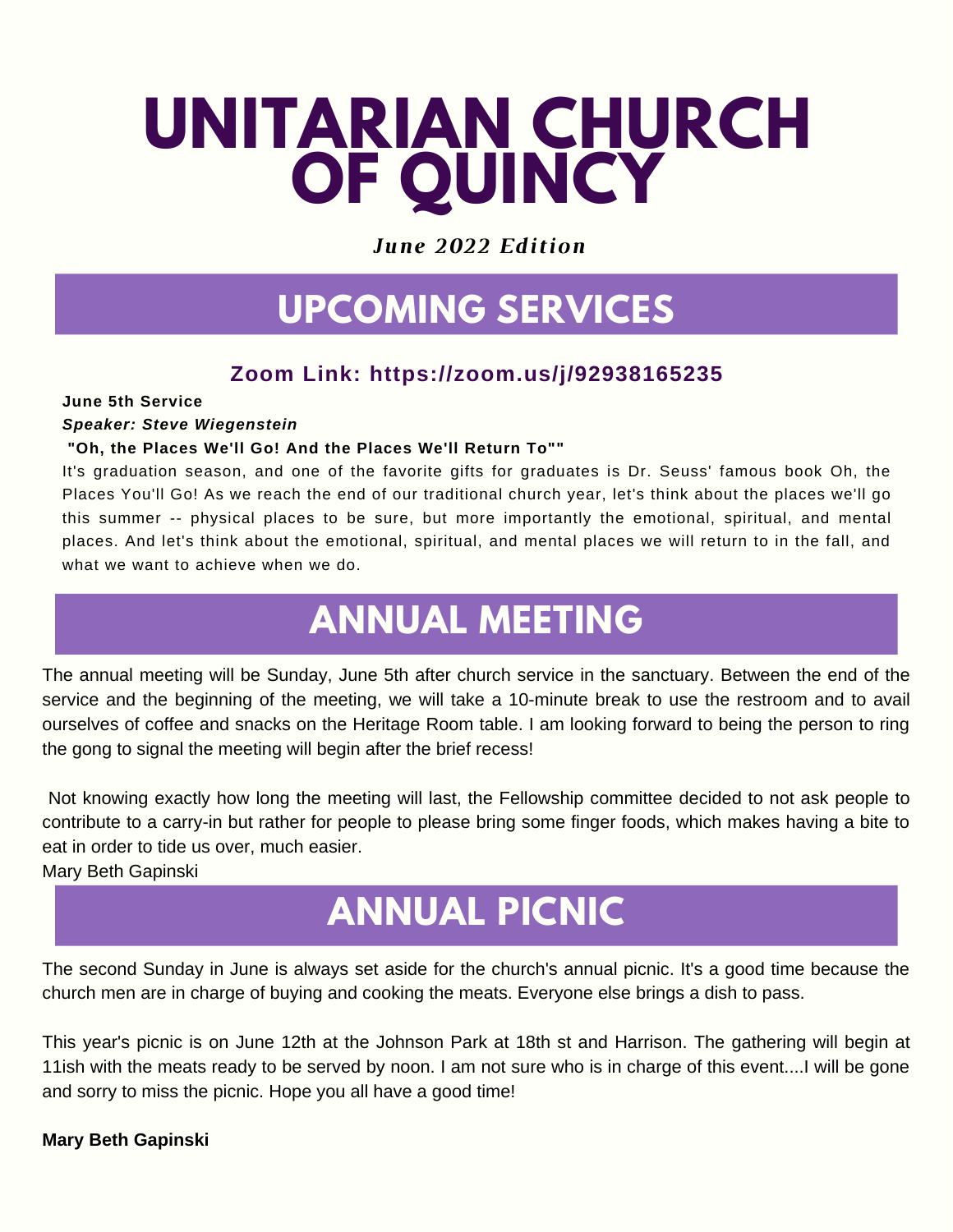# UNITARIAN CHURCH OF QUINCY

***June 2022 Edition***

## UPCOMING SERVICES

**Zoom Link: https://zoom.us/j/92938165235**

**June 5th Service**

***Speaker: Steve Wiegenstein***

**"Oh, the Places We'll Go! And the Places We'll Return To""**

It's graduation season, and one of the favorite gifts for graduates is Dr. Seuss' famous book Oh, the Places You'll Go! As we reach the end of our traditional church year, let's think about the places we'll go this summer -- physical places to be sure, but more importantly the emotional, spiritual, and mental places. And let's think about the emotional, spiritual, and mental places we will return to in the fall, and what we want to achieve when we do.

## ANNUAL MEETING

The annual meeting will be Sunday, June 5th after church service in the sanctuary. Between the end of the service and the beginning of the meeting, we will take a 10-minute break to use the restroom and to avail ourselves of coffee and snacks on the Heritage Room table. I am looking forward to being the person to ring the gong to signal the meeting will begin after the brief recess!

Not knowing exactly how long the meeting will last, the Fellowship committee decided to not ask people to contribute to a carry-in but rather for people to please bring some finger foods, which makes having a bite to eat in order to tide us over, much easier.

Mary Beth Gapinski

## ANNUAL PICNIC

The second Sunday in June is always set aside for the church's annual picnic. It's a good time because the church men are in charge of buying and cooking the meats. Everyone else brings a dish to pass.

This year's picnic is on June 12th at the Johnson Park at 18th st and Harrison. The gathering will begin at 11ish with the meats ready to be served by noon. I am not sure who is in charge of this event....I will be gone and sorry to miss the picnic. Hope you all have a good time!

**Mary Beth Gapinski**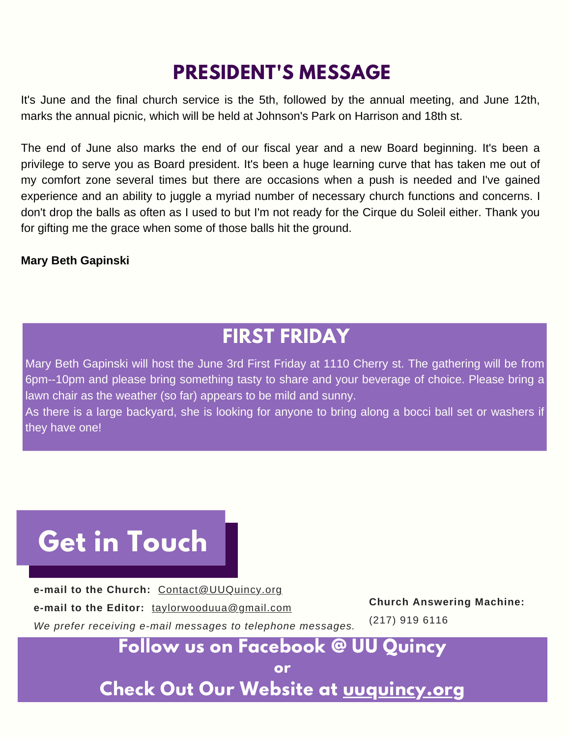## PRESIDENT'S MESSAGE

It's June and the final church service is the 5th, followed by the annual meeting, and June 12th, marks the annual picnic, which will be held at Johnson's Park on Harrison and 18th st.

The end of June also marks the end of our fiscal year and a new Board beginning. It's been a privilege to serve you as Board president. It's been a huge learning curve that has taken me out of my comfort zone several times but there are occasions when a push is needed and I've gained experience and an ability to juggle a myriad number of necessary church functions and concerns. I don't drop the balls as often as I used to but I'm not ready for the Cirque du Soleil either. Thank you for gifting me the grace when some of those balls hit the ground.

**Mary Beth Gapinski**

## FIRST FRIDAY

Mary Beth Gapinski will host the June 3rd First Friday at 1110 Cherry st. The gathering will be from 6pm--10pm and please bring something tasty to share and your beverage of choice. Please bring a lawn chair as the weather (so far) appears to be mild and sunny.
As there is a large backyard, she is looking for anyone to bring along a bocci ball set or washers if they have one!

# Get in Touch

**e-mail to the Church:** Contact@UUQuincy.org

**e-mail to the Editor:** taylorwooduua@gmail.com

*We prefer receiving e-mail messages to telephone messages.*

**Church Answering Machine:**
(217) 919 6116

**Follow us on Facebook @ UU Quincy**
**or**
**Check Out Our Website at uuquincy.org**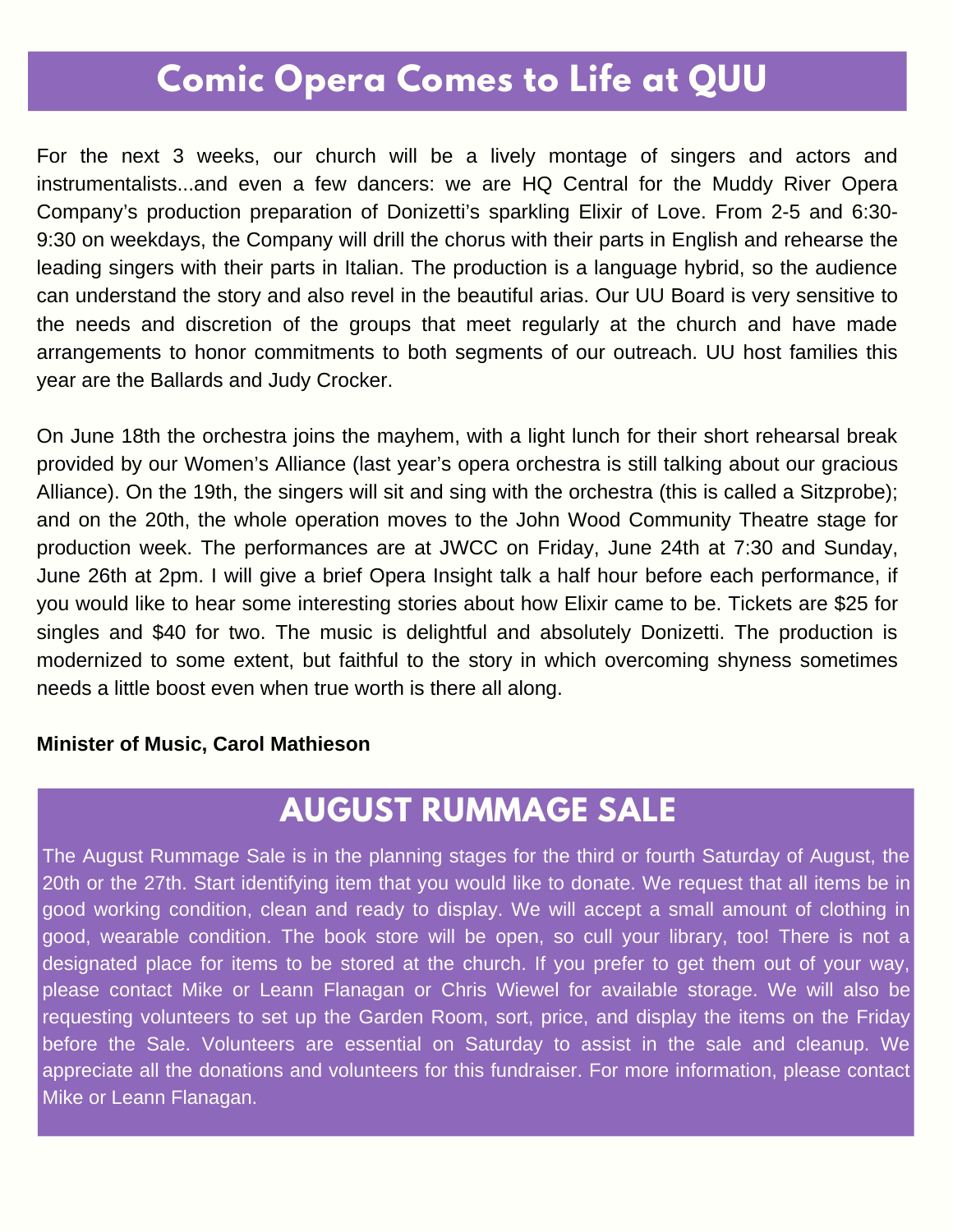# Comic Opera Comes to Life at QUU

For the next 3 weeks, our church will be a lively montage of singers and actors and instrumentalists...and even a few dancers: we are HQ Central for the Muddy River Opera Company's production preparation of Donizetti's sparkling Elixir of Love. From 2-5 and 6:30-9:30 on weekdays, the Company will drill the chorus with their parts in English and rehearse the leading singers with their parts in Italian. The production is a language hybrid, so the audience can understand the story and also revel in the beautiful arias. Our UU Board is very sensitive to the needs and discretion of the groups that meet regularly at the church and have made arrangements to honor commitments to both segments of our outreach. UU host families this year are the Ballards and Judy Crocker.

On June 18th the orchestra joins the mayhem, with a light lunch for their short rehearsal break provided by our Women's Alliance (last year's opera orchestra is still talking about our gracious Alliance). On the 19th, the singers will sit and sing with the orchestra (this is called a Sitzprobe); and on the 20th, the whole operation moves to the John Wood Community Theatre stage for production week. The performances are at JWCC on Friday, June 24th at 7:30 and Sunday, June 26th at 2pm. I will give a brief Opera Insight talk a half hour before each performance, if you would like to hear some interesting stories about how Elixir came to be. Tickets are $25 for singles and $40 for two. The music is delightful and absolutely Donizetti. The production is modernized to some extent, but faithful to the story in which overcoming shyness sometimes needs a little boost even when true worth is there all along.

**Minister of Music, Carol Mathieson**

## AUGUST RUMMAGE SALE

The August Rummage Sale is in the planning stages for the third or fourth Saturday of August, the 20th or the 27th. Start identifying item that you would like to donate. We request that all items be in good working condition, clean and ready to display. We will accept a small amount of clothing in good, wearable condition. The book store will be open, so cull your library, too! There is not a designated place for items to be stored at the church. If you prefer to get them out of your way, please contact Mike or Leann Flanagan or Chris Wiewel for available storage. We will also be requesting volunteers to set up the Garden Room, sort, price, and display the items on the Friday before the Sale. Volunteers are essential on Saturday to assist in the sale and cleanup. We appreciate all the donations and volunteers for this fundraiser. For more information, please contact Mike or Leann Flanagan.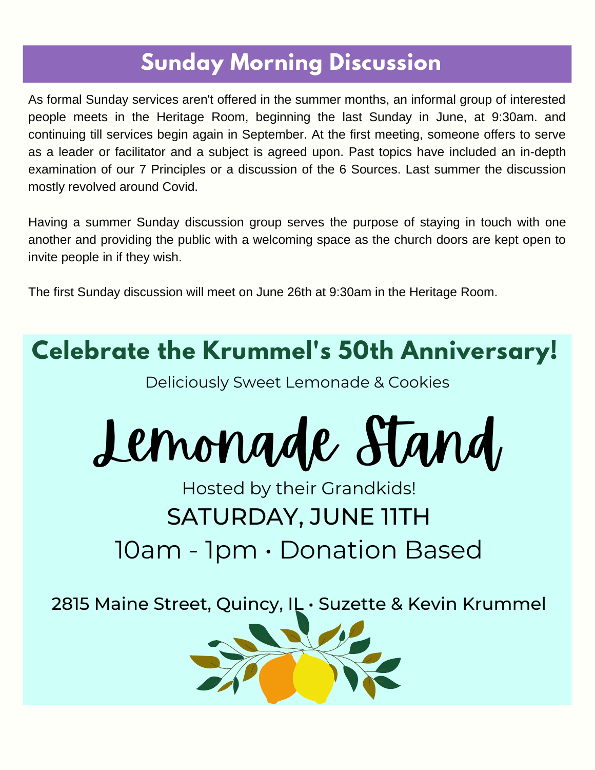## Sunday Morning Discussion

As formal Sunday services aren't offered in the summer months, an informal group of interested people meets in the Heritage Room, beginning the last Sunday in June, at 9:30am. and continuing till services begin again in September. At the first meeting, someone offers to serve as a leader or facilitator and a subject is agreed upon. Past topics have included an in-depth examination of our 7 Principles or a discussion of the 6 Sources. Last summer the discussion mostly revolved around Covid.

Having a summer Sunday discussion group serves the purpose of staying in touch with one another and providing the public with a welcoming space as the church doors are kept open to invite people in if they wish.

The first Sunday discussion will meet on June 26th at 9:30am in the Heritage Room.

## Celebrate the Krummel's 50th Anniversary!

Deliciously Sweet Lemonade & Cookies

# Lemonade Stand

Hosted by their Grandkids!

SATURDAY, JUNE 11TH

10am - 1pm • Donation Based

2815 Maine Street, Quincy, IL • Suzette & Kevin Krummel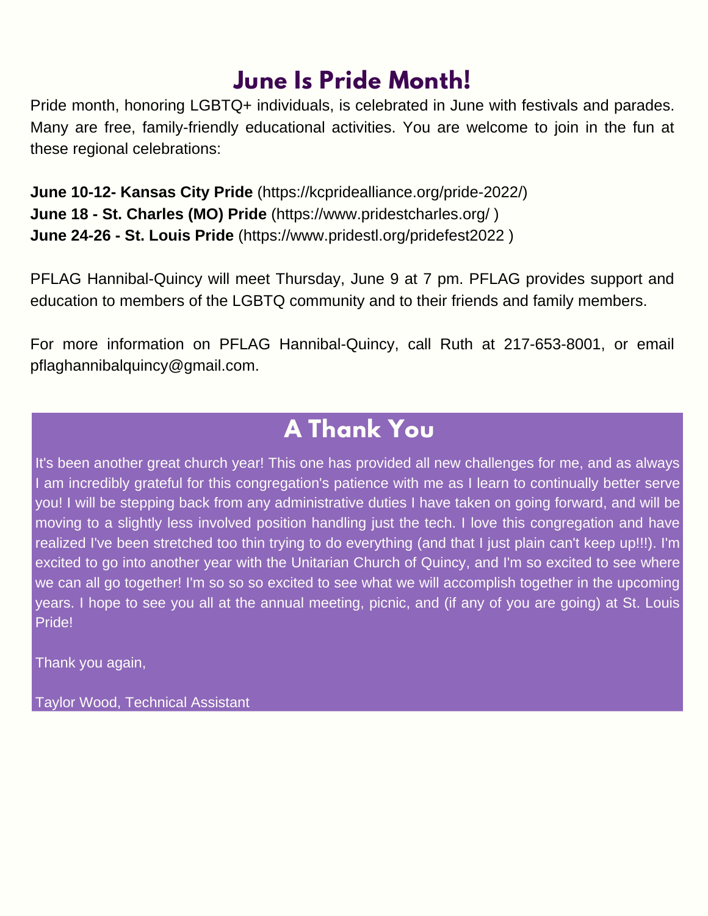# June Is Pride Month!

Pride month, honoring LGBTQ+ individuals, is celebrated in June with festivals and parades. Many are free, family-friendly educational activities. You are welcome to join in the fun at these regional celebrations:

**June 10-12- Kansas City Pride** (https://kcpridealliance.org/pride-2022/)
**June 18 - St. Charles (MO) Pride** (https://www.pridestcharles.org/ )
**June 24-26 - St. Louis Pride** (https://www.pridestl.org/pridefest2022 )

PFLAG Hannibal-Quincy will meet Thursday, June 9 at 7 pm. PFLAG provides support and education to members of the LGBTQ community and to their friends and family members.

For more information on PFLAG Hannibal-Quincy, call Ruth at 217-653-8001, or email pflaghannibalquincy@gmail.com.

## A Thank You

It's been another great church year! This one has provided all new challenges for me, and as always I am incredibly grateful for this congregation's patience with me as I learn to continually better serve you! I will be stepping back from any administrative duties I have taken on going forward, and will be moving to a slightly less involved position handling just the tech. I love this congregation and have realized I've been stretched too thin trying to do everything (and that I just plain can't keep up!!!). I'm excited to go into another year with the Unitarian Church of Quincy, and I'm so excited to see where we can all go together! I'm so so so excited to see what we will accomplish together in the upcoming years. I hope to see you all at the annual meeting, picnic, and (if any of you are going) at St. Louis Pride!

Thank you again,

Taylor Wood, Technical Assistant